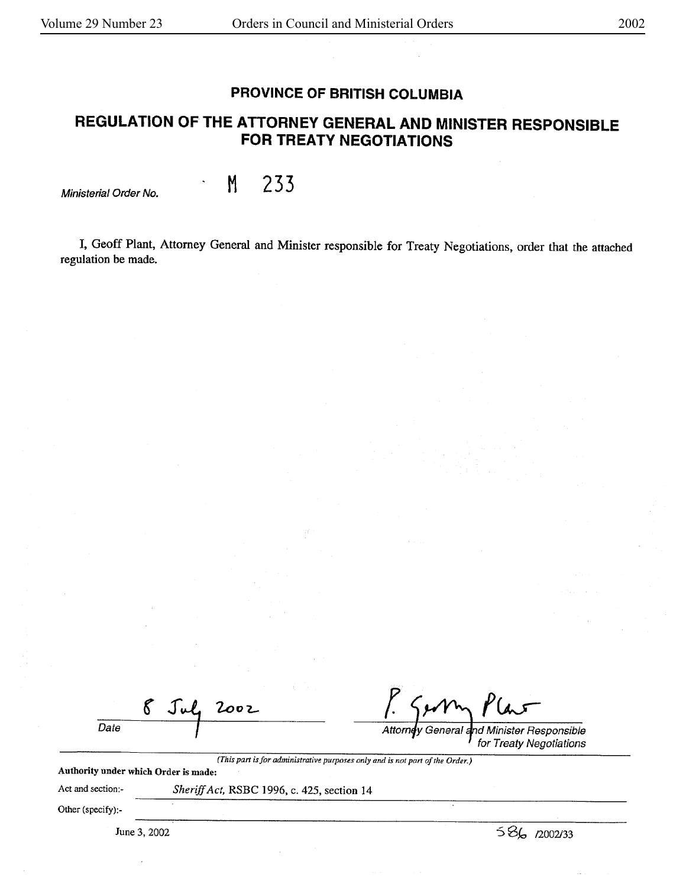# PROVINCE OF BRITISH COLUMBIA

## REGULATION OF THE ATTORNEY GENERAL AND MINISTER RESPONSIBLE FOR TREATY NEGOTIATIONS

*Ministerial Order No.* M 233

I, Geoff Plant, Attorney General and Minister responsible for Treaty Negotiations, order that the attached regulation be made.

8 July 2002

*Date*

*Attorney General and Minister Responsible for Treaty Negotiations*

*(This part is for administrative purposes only and is not part of the Order.)*

**Authority under which Order is made:**

Act and section:- *Sheriff Act*, RSBC 1996, c. 425, section 14

Other (specify):-

June 3, 2002

586 /2002/33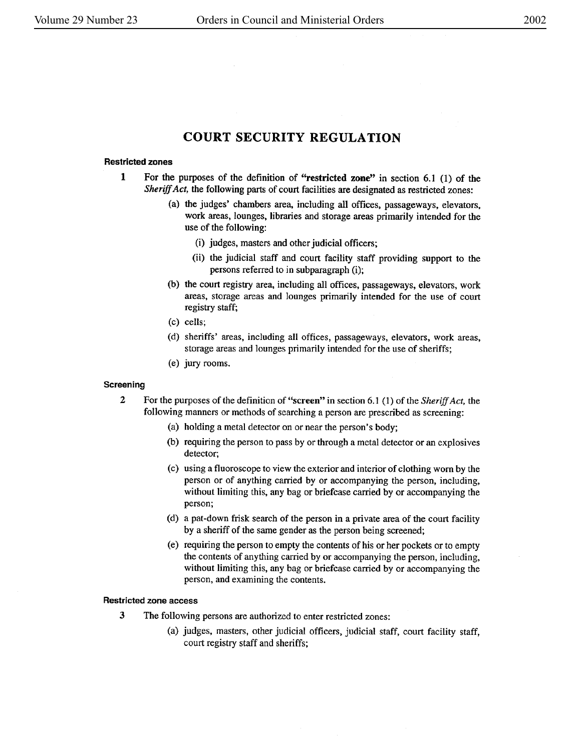# COURT SECURITY REGULATION

#### Restricted zones

**1** For the purposes of the definition of **"restricted zone"** in section 6.1 (1) of the *Sheriff Act,* the following parts of court facilities are designated as restricted zones:

- (a) the judges' chambers area, including all offices, passageways, elevators, work areas, lounges, libraries and storage areas primarily intended for the use of the following:
  - (i) judges, masters and other judicial officers;
  - (ii) the judicial staff and court facility staff providing support to the persons referred to in subparagraph (i);
- (b) the court registry area, including all offices, passageways, elevators, work areas, storage areas and lounges primarily intended for the use of court registry staff;
- (c) cells;
- (d) sheriffs' areas, including all offices, passageways, elevators, work areas, storage areas and lounges primarily intended for the use of sheriffs;
- (e) jury rooms.

#### Screening

**2** For the purposes of the definition of **"screen"** in section 6.1 (1) of the *Sheriff Act,* the following manners or methods of searching a person are prescribed as screening:

- (a) holding a metal detector on or near the person's body;
- (b) requiring the person to pass by or through a metal detector or an explosives detector;
- (c) using a fluoroscope to view the exterior and interior of clothing worn by the person or of anything carried by or accompanying the person, including, without limiting this, any bag or briefcase carried by or accompanying the person;
- (d) a pat-down frisk search of the person in a private area of the court facility by a sheriff of the same gender as the person being screened;
- (e) requiring the person to empty the contents of his or her pockets or to empty the contents of anything carried by or accompanying the person, including, without limiting this, any bag or briefcase carried by or accompanying the person, and examining the contents.

#### Restricted zone access

**3** The following persons are authorized to enter restricted zones:

- (a) judges, masters, other judicial officers, judicial staff, court facility staff, court registry staff and sheriffs;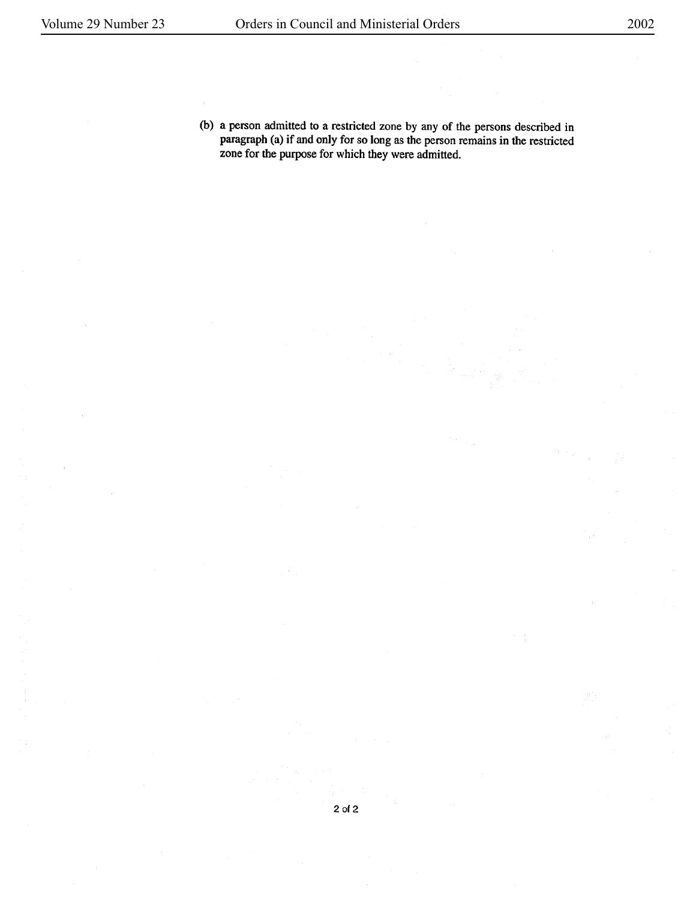(b) a person admitted to a restricted zone by any of the persons described in paragraph (a) if and only for so long as the person remains in the restricted zone for the purpose for which they were admitted.